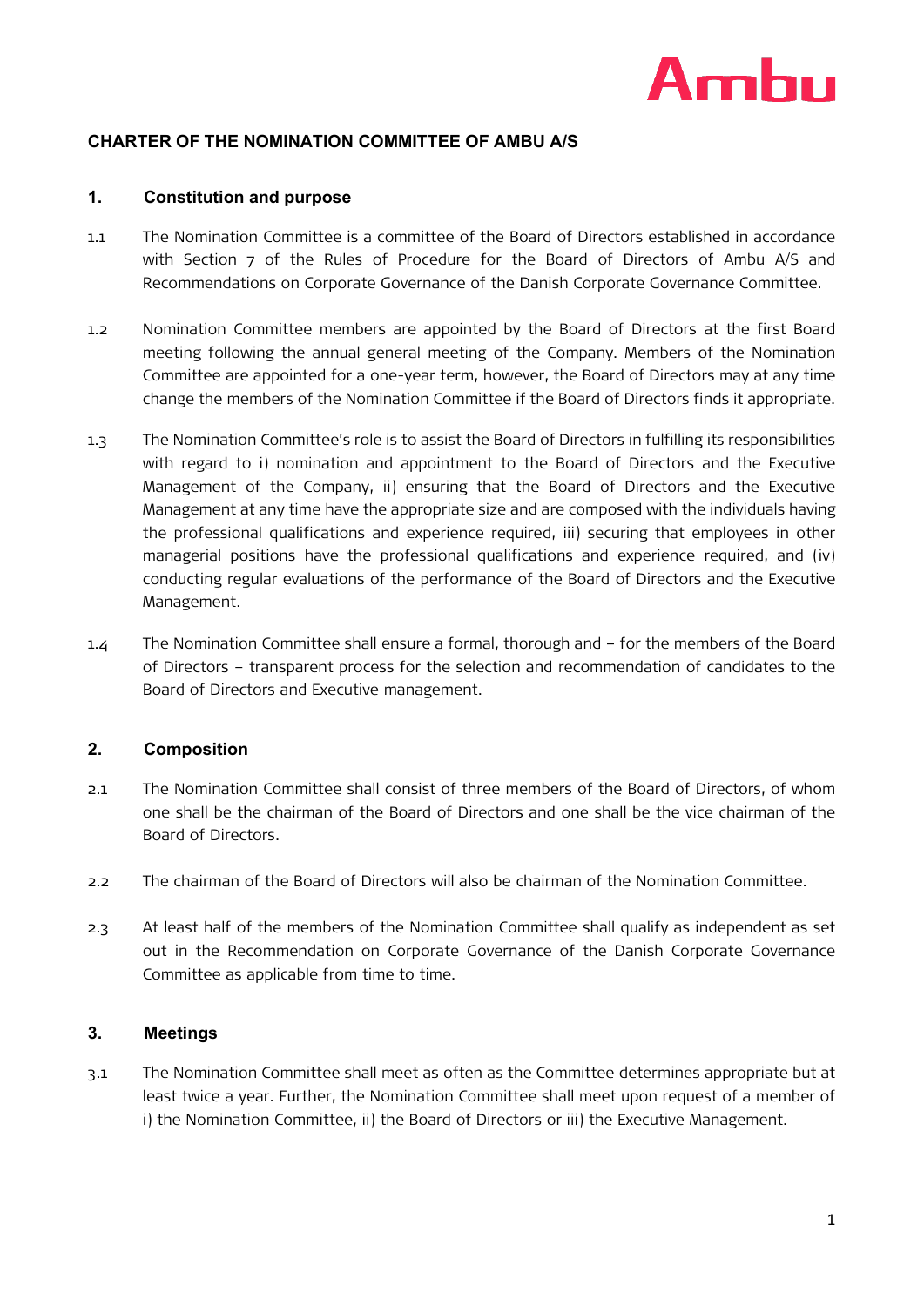## CHARTER OF THE NOMINATION COMMITTEE OF AMBU A/S

### 1. Constitution and purpose

1.1 The Nomination Committee is a committee of the Board of Directors established in accordance with Section 7 of the Rules of Procedure for the Board of Directors of Ambu A/S and Recommendations on Corporate Governance of the Danish Corporate Governance Committee.

1.2 Nomination Committee members are appointed by the Board of Directors at the first Board meeting following the annual general meeting of the Company. Members of the Nomination Committee are appointed for a one-year term, however, the Board of Directors may at any time change the members of the Nomination Committee if the Board of Directors finds it appropriate.

1.3 The Nomination Committee's role is to assist the Board of Directors in fulfilling its responsibilities with regard to i) nomination and appointment to the Board of Directors and the Executive Management of the Company, ii) ensuring that the Board of Directors and the Executive Management at any time have the appropriate size and are composed with the individuals having the professional qualifications and experience required, iii) securing that employees in other managerial positions have the professional qualifications and experience required, and (iv) conducting regular evaluations of the performance of the Board of Directors and the Executive Management.

1.4 The Nomination Committee shall ensure a formal, thorough and – for the members of the Board of Directors – transparent process for the selection and recommendation of candidates to the Board of Directors and Executive management.

### 2. Composition

2.1 The Nomination Committee shall consist of three members of the Board of Directors, of whom one shall be the chairman of the Board of Directors and one shall be the vice chairman of the Board of Directors.

2.2 The chairman of the Board of Directors will also be chairman of the Nomination Committee.

2.3 At least half of the members of the Nomination Committee shall qualify as independent as set out in the Recommendation on Corporate Governance of the Danish Corporate Governance Committee as applicable from time to time.

### 3. Meetings

3.1 The Nomination Committee shall meet as often as the Committee determines appropriate but at least twice a year. Further, the Nomination Committee shall meet upon request of a member of i) the Nomination Committee, ii) the Board of Directors or iii) the Executive Management.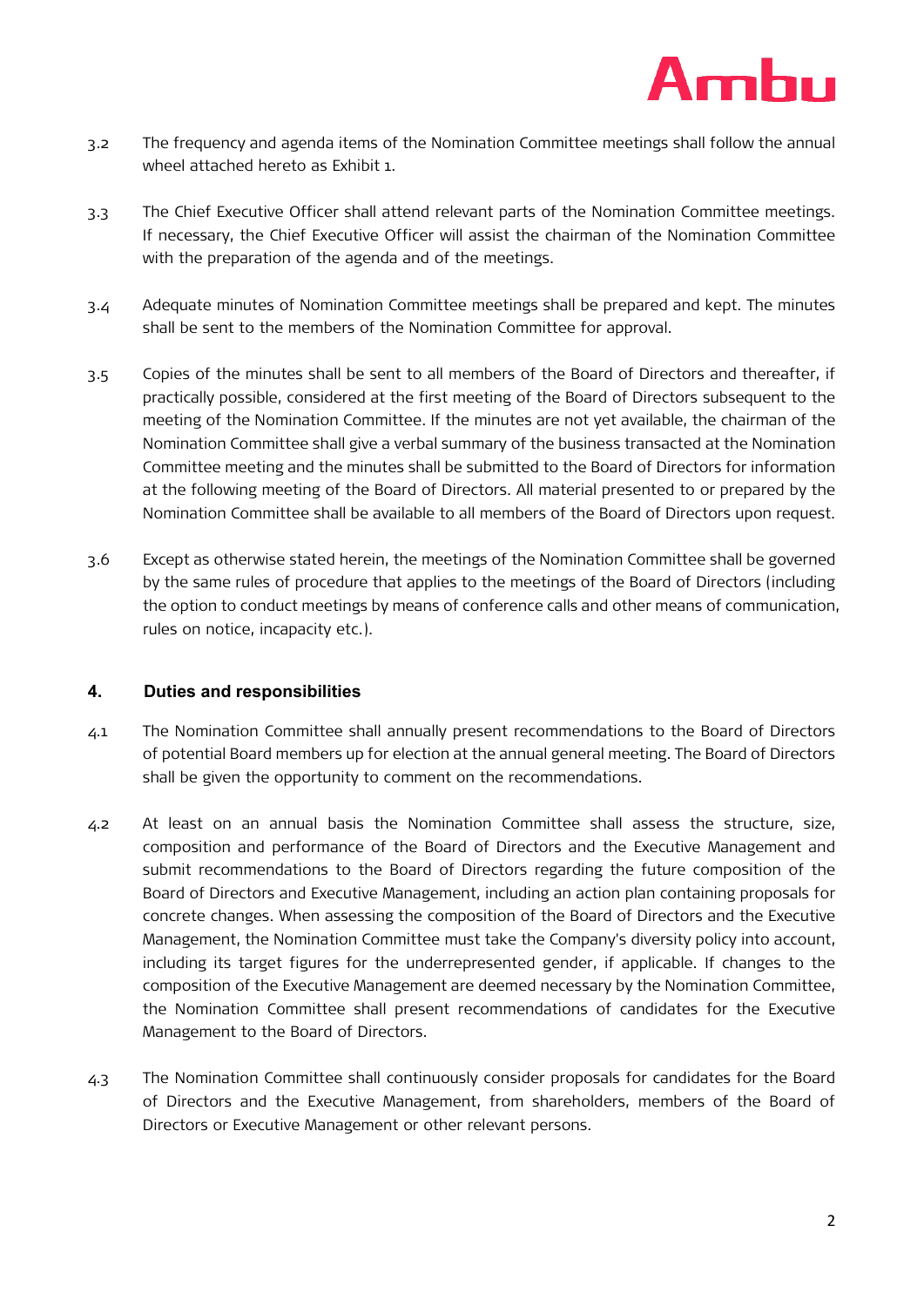3.2 The frequency and agenda items of the Nomination Committee meetings shall follow the annual wheel attached hereto as Exhibit 1.

3.3 The Chief Executive Officer shall attend relevant parts of the Nomination Committee meetings. If necessary, the Chief Executive Officer will assist the chairman of the Nomination Committee with the preparation of the agenda and of the meetings.

3.4 Adequate minutes of Nomination Committee meetings shall be prepared and kept. The minutes shall be sent to the members of the Nomination Committee for approval.

3.5 Copies of the minutes shall be sent to all members of the Board of Directors and thereafter, if practically possible, considered at the first meeting of the Board of Directors subsequent to the meeting of the Nomination Committee. If the minutes are not yet available, the chairman of the Nomination Committee shall give a verbal summary of the business transacted at the Nomination Committee meeting and the minutes shall be submitted to the Board of Directors for information at the following meeting of the Board of Directors. All material presented to or prepared by the Nomination Committee shall be available to all members of the Board of Directors upon request.

3.6 Except as otherwise stated herein, the meetings of the Nomination Committee shall be governed by the same rules of procedure that applies to the meetings of the Board of Directors (including the option to conduct meetings by means of conference calls and other means of communication, rules on notice, incapacity etc.).

## 4. Duties and responsibilities

4.1 The Nomination Committee shall annually present recommendations to the Board of Directors of potential Board members up for election at the annual general meeting. The Board of Directors shall be given the opportunity to comment on the recommendations.

4.2 At least on an annual basis the Nomination Committee shall assess the structure, size, composition and performance of the Board of Directors and the Executive Management and submit recommendations to the Board of Directors regarding the future composition of the Board of Directors and Executive Management, including an action plan containing proposals for concrete changes. When assessing the composition of the Board of Directors and the Executive Management, the Nomination Committee must take the Company's diversity policy into account, including its target figures for the underrepresented gender, if applicable. If changes to the composition of the Executive Management are deemed necessary by the Nomination Committee, the Nomination Committee shall present recommendations of candidates for the Executive Management to the Board of Directors.

4.3 The Nomination Committee shall continuously consider proposals for candidates for the Board of Directors and the Executive Management, from shareholders, members of the Board of Directors or Executive Management or other relevant persons.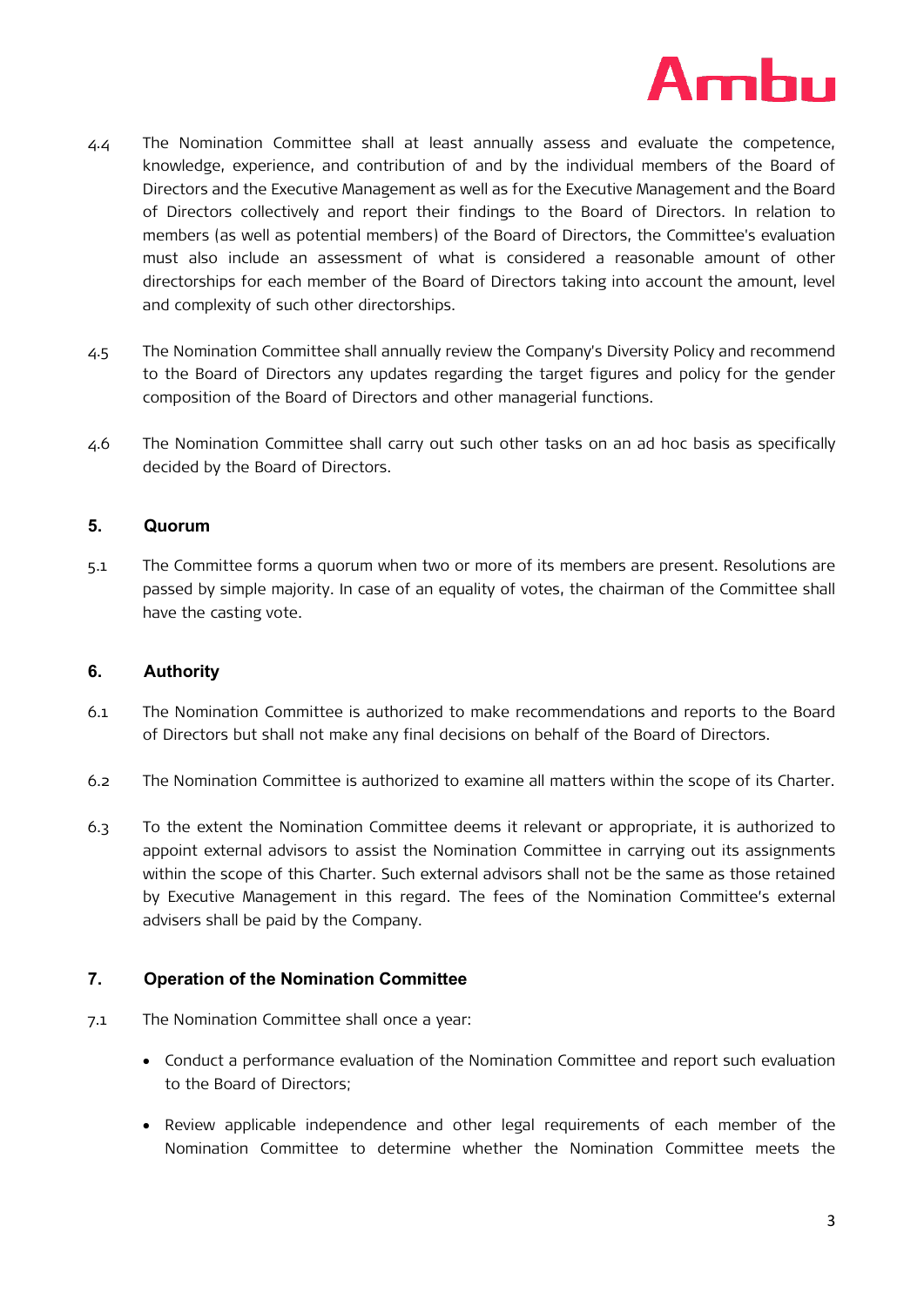4.4 The Nomination Committee shall at least annually assess and evaluate the competence, knowledge, experience, and contribution of and by the individual members of the Board of Directors and the Executive Management as well as for the Executive Management and the Board of Directors collectively and report their findings to the Board of Directors. In relation to members (as well as potential members) of the Board of Directors, the Committee's evaluation must also include an assessment of what is considered a reasonable amount of other directorships for each member of the Board of Directors taking into account the amount, level and complexity of such other directorships.

4.5 The Nomination Committee shall annually review the Company's Diversity Policy and recommend to the Board of Directors any updates regarding the target figures and policy for the gender composition of the Board of Directors and other managerial functions.

4.6 The Nomination Committee shall carry out such other tasks on an ad hoc basis as specifically decided by the Board of Directors.

## 5. Quorum

5.1 The Committee forms a quorum when two or more of its members are present. Resolutions are passed by simple majority. In case of an equality of votes, the chairman of the Committee shall have the casting vote.

## 6. Authority

6.1 The Nomination Committee is authorized to make recommendations and reports to the Board of Directors but shall not make any final decisions on behalf of the Board of Directors.

6.2 The Nomination Committee is authorized to examine all matters within the scope of its Charter.

6.3 To the extent the Nomination Committee deems it relevant or appropriate, it is authorized to appoint external advisors to assist the Nomination Committee in carrying out its assignments within the scope of this Charter. Such external advisors shall not be the same as those retained by Executive Management in this regard. The fees of the Nomination Committee's external advisers shall be paid by the Company.

## 7. Operation of the Nomination Committee

7.1 The Nomination Committee shall once a year:

- Conduct a performance evaluation of the Nomination Committee and report such evaluation to the Board of Directors;
- Review applicable independence and other legal requirements of each member of the Nomination Committee to determine whether the Nomination Committee meets the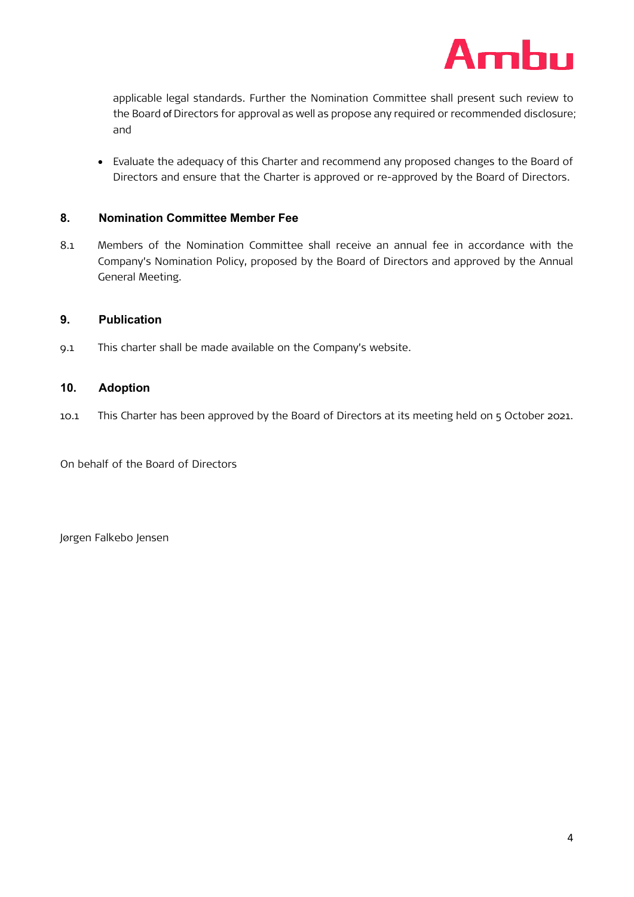applicable legal standards. Further the Nomination Committee shall present such review to the Board of Directors for approval as well as propose any required or recommended disclosure; and

- Evaluate the adequacy of this Charter and recommend any proposed changes to the Board of Directors and ensure that the Charter is approved or re-approved by the Board of Directors.

## 8. Nomination Committee Member Fee

8.1 Members of the Nomination Committee shall receive an annual fee in accordance with the Company's Nomination Policy, proposed by the Board of Directors and approved by the Annual General Meeting.

## 9. Publication

9.1 This charter shall be made available on the Company's website.

## 10. Adoption

10.1 This Charter has been approved by the Board of Directors at its meeting held on 5 October 2021.

On behalf of the Board of Directors

Jørgen Falkebo Jensen